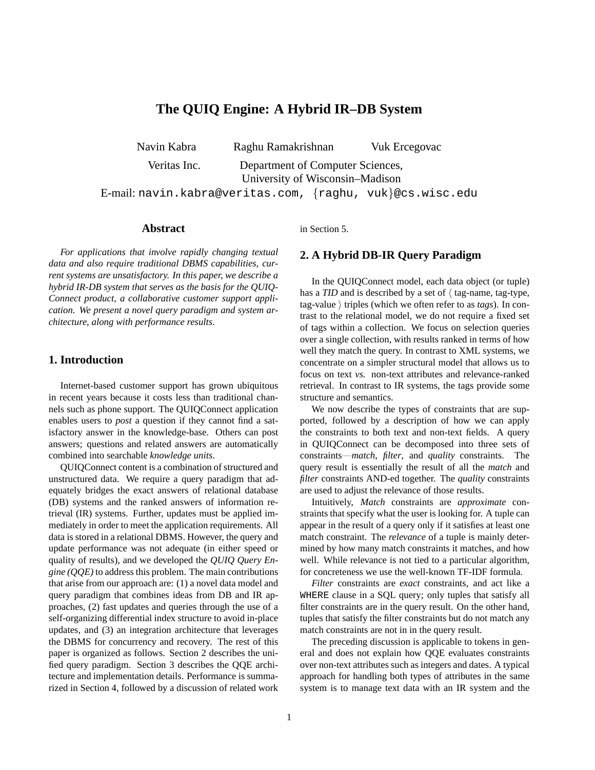# The QUIQ Engine: A Hybrid IR–DB System

Navin Kabra  Raghu Ramakrishnan  Vuk Ercegovac

Veritas Inc.  Department of Computer Sciences, University of Wisconsin–Madison

E-mail: navin.kabra@veritas.com, {raghu, vuk}@cs.wisc.edu

## Abstract

*For applications that involve rapidly changing textual data and also require traditional DBMS capabilities, current systems are unsatisfactory. In this paper, we describe a hybrid IR-DB system that serves as the basis for the QUIQ-Connect product, a collaborative customer support application. We present a novel query paradigm and system architecture, along with performance results.*

## 1. Introduction

Internet-based customer support has grown ubiquitous in recent years because it costs less than traditional channels such as phone support. The QUIQConnect application enables users to *post* a question if they cannot find a satisfactory answer in the knowledge-base. Others can post answers; questions and related answers are automatically combined into searchable *knowledge units*.

QUIQConnect content is a combination of structured and unstructured data. We require a query paradigm that adequately bridges the exact answers of relational database (DB) systems and the ranked answers of information retrieval (IR) systems. Further, updates must be applied immediately in order to meet the application requirements. All data is stored in a relational DBMS. However, the query and update performance was not adequate (in either speed or quality of results), and we developed the *QUIQ Query Engine (QQE)* to address this problem. The main contributions that arise from our approach are: (1) a novel data model and query paradigm that combines ideas from DB and IR approaches, (2) fast updates and queries through the use of a self-organizing differential index structure to avoid in-place updates, and (3) an integration architecture that leverages the DBMS for concurrency and recovery. The rest of this paper is organized as follows. Section 2 describes the unified query paradigm. Section 3 describes the QQE architecture and implementation details. Performance is summarized in Section 4, followed by a discussion of related work in Section 5.

## 2. A Hybrid DB-IR Query Paradigm

In the QUIQConnect model, each data object (or tuple) has a *TID* and is described by a set of $\langle$ tag-name, tag-type, tag-value $\rangle$ triples (which we often refer to as *tags*). In contrast to the relational model, we do not require a fixed set of tags within a collection. We focus on selection queries over a single collection, with results ranked in terms of how well they match the query. In contrast to XML systems, we concentrate on a simpler structural model that allows us to focus on text *vs.* non-text attributes and relevance-ranked retrieval. In contrast to IR systems, the tags provide some structure and semantics.

We now describe the types of constraints that are supported, followed by a description of how we can apply the constraints to both text and non-text fields. A query in QUIQConnect can be decomposed into three sets of constraints—*match*, *filter*, and *quality* constraints. The query result is essentially the result of all the *match* and *filter* constraints AND-ed together. The *quality* constraints are used to adjust the relevance of those results.

Intuitively, *Match* constraints are *approximate* constraints that specify what the user is looking for. A tuple can appear in the result of a query only if it satisfies at least one match constraint. The *relevance* of a tuple is mainly determined by how many match constraints it matches, and how well. While relevance is not tied to a particular algorithm, for concreteness we use the well-known TF-IDF formula.

*Filter* constraints are *exact* constraints, and act like a WHERE clause in a SQL query; only tuples that satisfy all filter constraints are in the query result. On the other hand, tuples that satisfy the filter constraints but do not match any match constraints are not in in the query result.

The preceding discussion is applicable to tokens in general and does not explain how QQE evaluates constraints over non-text attributes such as integers and dates. A typical approach for handling both types of attributes in the same system is to manage text data with an IR system and the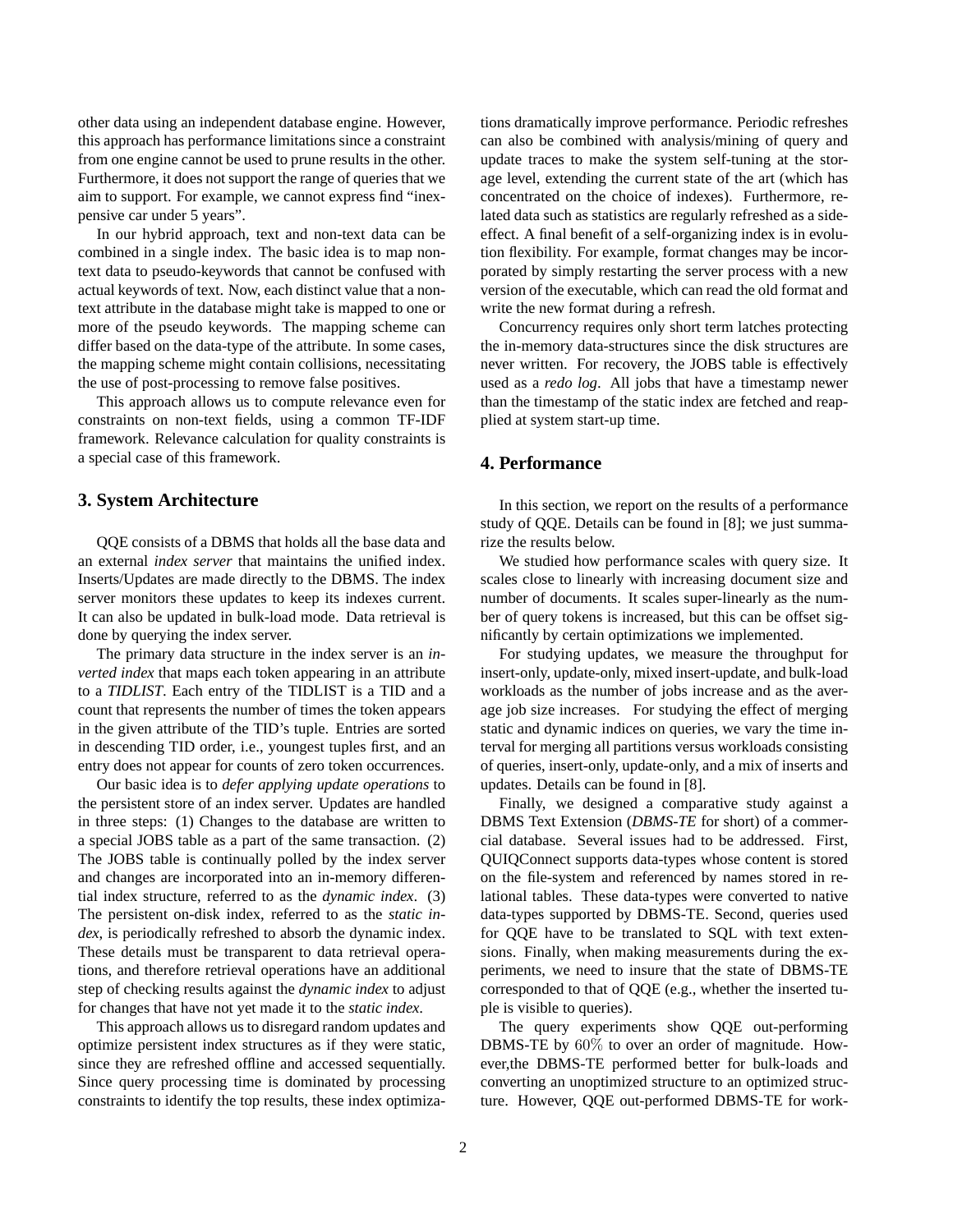other data using an independent database engine. However, this approach has performance limitations since a constraint from one engine cannot be used to prune results in the other. Furthermore, it does not support the range of queries that we aim to support. For example, we cannot express find "inexpensive car under 5 years".

In our hybrid approach, text and non-text data can be combined in a single index. The basic idea is to map non-text data to pseudo-keywords that cannot be confused with actual keywords of text. Now, each distinct value that a non-text attribute in the database might take is mapped to one or more of the pseudo keywords. The mapping scheme can differ based on the data-type of the attribute. In some cases, the mapping scheme might contain collisions, necessitating the use of post-processing to remove false positives.

This approach allows us to compute relevance even for constraints on non-text fields, using a common TF-IDF framework. Relevance calculation for quality constraints is a special case of this framework.

## 3. System Architecture

QQE consists of a DBMS that holds all the base data and an external *index server* that maintains the unified index. Inserts/Updates are made directly to the DBMS. The index server monitors these updates to keep its indexes current. It can also be updated in bulk-load mode. Data retrieval is done by querying the index server.

The primary data structure in the index server is an *inverted index* that maps each token appearing in an attribute to a *TIDLIST*. Each entry of the TIDLIST is a TID and a count that represents the number of times the token appears in the given attribute of the TID's tuple. Entries are sorted in descending TID order, i.e., youngest tuples first, and an entry does not appear for counts of zero token occurrences.

Our basic idea is to *defer applying update operations* to the persistent store of an index server. Updates are handled in three steps: (1) Changes to the database are written to a special JOBS table as a part of the same transaction. (2) The JOBS table is continually polled by the index server and changes are incorporated into an in-memory differential index structure, referred to as the *dynamic index*. (3) The persistent on-disk index, referred to as the *static index*, is periodically refreshed to absorb the dynamic index. These details must be transparent to data retrieval operations, and therefore retrieval operations have an additional step of checking results against the *dynamic index* to adjust for changes that have not yet made it to the *static index*.

This approach allows us to disregard random updates and optimize persistent index structures as if they were static, since they are refreshed offline and accessed sequentially. Since query processing time is dominated by processing constraints to identify the top results, these index optimizations dramatically improve performance. Periodic refreshes can also be combined with analysis/mining of query and update traces to make the system self-tuning at the storage level, extending the current state of the art (which has concentrated on the choice of indexes). Furthermore, related data such as statistics are regularly refreshed as a side-effect. A final benefit of a self-organizing index is in evolution flexibility. For example, format changes may be incorporated by simply restarting the server process with a new version of the executable, which can read the old format and write the new format during a refresh.

Concurrency requires only short term latches protecting the in-memory data-structures since the disk structures are never written. For recovery, the JOBS table is effectively used as a *redo log*. All jobs that have a timestamp newer than the timestamp of the static index are fetched and reapplied at system start-up time.

## 4. Performance

In this section, we report on the results of a performance study of QQE. Details can be found in [8]; we just summarize the results below.

We studied how performance scales with query size. It scales close to linearly with increasing document size and number of documents. It scales super-linearly as the number of query tokens is increased, but this can be offset significantly by certain optimizations we implemented.

For studying updates, we measure the throughput for insert-only, update-only, mixed insert-update, and bulk-load workloads as the number of jobs increase and as the average job size increases. For studying the effect of merging static and dynamic indices on queries, we vary the time interval for merging all partitions versus workloads consisting of queries, insert-only, update-only, and a mix of inserts and updates. Details can be found in [8].

Finally, we designed a comparative study against a DBMS Text Extension (*DBMS-TE* for short) of a commercial database. Several issues had to be addressed. First, QUIQConnect supports data-types whose content is stored on the file-system and referenced by names stored in relational tables. These data-types were converted to native data-types supported by DBMS-TE. Second, queries used for QQE have to be translated to SQL with text extensions. Finally, when making measurements during the experiments, we need to insure that the state of DBMS-TE corresponded to that of QQE (e.g., whether the inserted tuple is visible to queries).

The query experiments show QQE out-performing DBMS-TE by $60\%$ to over an order of magnitude. However,the DBMS-TE performed better for bulk-loads and converting an unoptimized structure to an optimized structure. However, QQE out-performed DBMS-TE for work-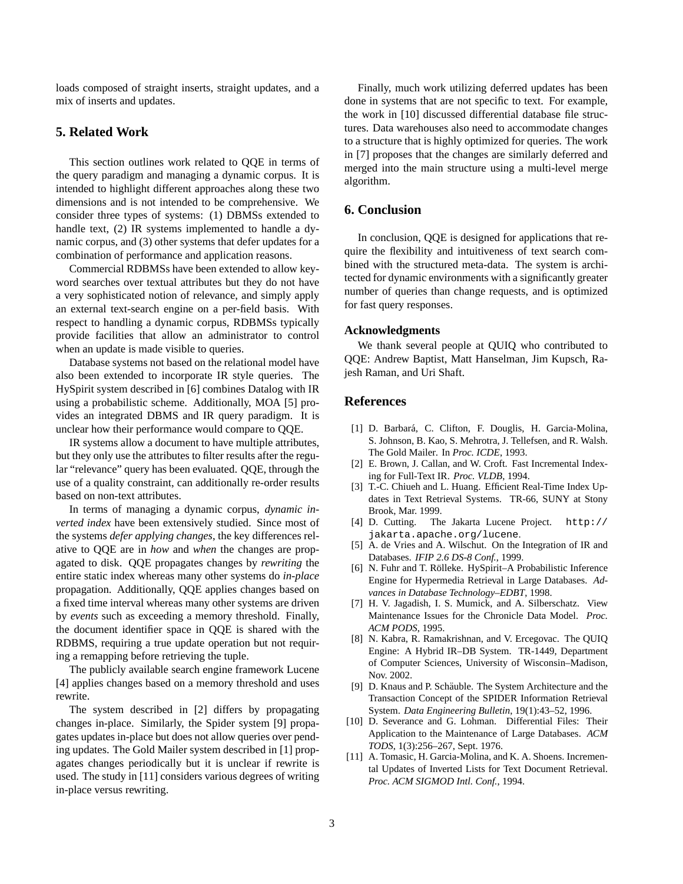loads composed of straight inserts, straight updates, and a mix of inserts and updates.

## 5. Related Work

This section outlines work related to QQE in terms of the query paradigm and managing a dynamic corpus. It is intended to highlight different approaches along these two dimensions and is not intended to be comprehensive. We consider three types of systems: (1) DBMSs extended to handle text, (2) IR systems implemented to handle a dynamic corpus, and (3) other systems that defer updates for a combination of performance and application reasons.

Commercial RDBMSs have been extended to allow keyword searches over textual attributes but they do not have a very sophisticated notion of relevance, and simply apply an external text-search engine on a per-field basis. With respect to handling a dynamic corpus, RDBMSs typically provide facilities that allow an administrator to control when an update is made visible to queries.

Database systems not based on the relational model have also been extended to incorporate IR style queries. The HySpirit system described in [6] combines Datalog with IR using a probabilistic scheme. Additionally, MOA [5] provides an integrated DBMS and IR query paradigm. It is unclear how their performance would compare to QQE.

IR systems allow a document to have multiple attributes, but they only use the attributes to filter results after the regular "relevance" query has been evaluated. QQE, through the use of a quality constraint, can additionally re-order results based on non-text attributes.

In terms of managing a dynamic corpus, *dynamic inverted index* have been extensively studied. Since most of the systems *defer applying changes*, the key differences relative to QQE are in *how* and *when* the changes are propagated to disk. QQE propagates changes by *rewriting* the entire static index whereas many other systems do *in-place* propagation. Additionally, QQE applies changes based on a fixed time interval whereas many other systems are driven by *events* such as exceeding a memory threshold. Finally, the document identifier space in QQE is shared with the RDBMS, requiring a true update operation but not requiring a remapping before retrieving the tuple.

The publicly available search engine framework Lucene [4] applies changes based on a memory threshold and uses rewrite.

The system described in [2] differs by propagating changes in-place. Similarly, the Spider system [9] propagates updates in-place but does not allow queries over pending updates. The Gold Mailer system described in [1] propagates changes periodically but it is unclear if rewrite is used. The study in [11] considers various degrees of writing in-place versus rewriting.

Finally, much work utilizing deferred updates has been done in systems that are not specific to text. For example, the work in [10] discussed differential database file structures. Data warehouses also need to accommodate changes to a structure that is highly optimized for queries. The work in [7] proposes that the changes are similarly deferred and merged into the main structure using a multi-level merge algorithm.

## 6. Conclusion

In conclusion, QQE is designed for applications that require the flexibility and intuitiveness of text search combined with the structured meta-data. The system is architected for dynamic environments with a significantly greater number of queries than change requests, and is optimized for fast query responses.

### Acknowledgments

We thank several people at QUIQ who contributed to QQE: Andrew Baptist, Matt Hanselman, Jim Kupsch, Rajesh Raman, and Uri Shaft.

## References

[1] D. Barbará, C. Clifton, F. Douglis, H. Garcia-Molina, S. Johnson, B. Kao, S. Mehrotra, J. Tellefsen, and R. Walsh. The Gold Mailer. In *Proc. ICDE*, 1993.

[2] E. Brown, J. Callan, and W. Croft. Fast Incremental Indexing for Full-Text IR. *Proc. VLDB*, 1994.

[3] T.-C. Chiueh and L. Huang. Efficient Real-Time Index Updates in Text Retrieval Systems. TR-66, SUNY at Stony Brook, Mar. 1999.

[4] D. Cutting. The Jakarta Lucene Project. http://jakarta.apache.org/lucene.

[5] A. de Vries and A. Wilschut. On the Integration of IR and Databases. *IFIP 2.6 DS-8 Conf.*, 1999.

[6] N. Fuhr and T. Rölleke. HySpirit–A Probabilistic Inference Engine for Hypermedia Retrieval in Large Databases. *Advances in Database Technology–EDBT*, 1998.

[7] H. V. Jagadish, I. S. Mumick, and A. Silberschatz. View Maintenance Issues for the Chronicle Data Model. *Proc. ACM PODS*, 1995.

[8] N. Kabra, R. Ramakrishnan, and V. Ercegovac. The QUIQ Engine: A Hybrid IR–DB System. TR-1449, Department of Computer Sciences, University of Wisconsin–Madison, Nov. 2002.

[9] D. Knaus and P. Schäuble. The System Architecture and the Transaction Concept of the SPIDER Information Retrieval System. *Data Engineering Bulletin*, 19(1):43–52, 1996.

[10] D. Severance and G. Lohman. Differential Files: Their Application to the Maintenance of Large Databases. *ACM TODS*, 1(3):256–267, Sept. 1976.

[11] A. Tomasic, H. Garcia-Molina, and K. A. Shoens. Incremental Updates of Inverted Lists for Text Document Retrieval. *Proc. ACM SIGMOD Intl. Conf.*, 1994.